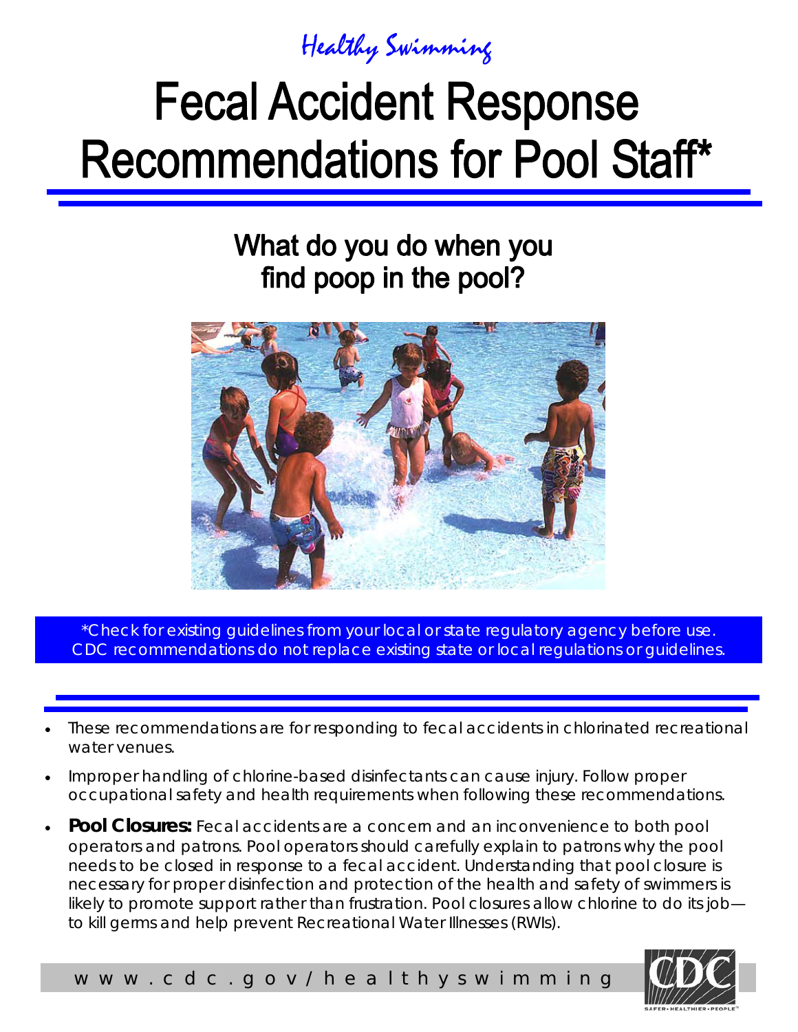Healthy Swimming

# Fecal Accident Response Recommendations for Pool Staff*

## What do you do when you find poop in the pool?

*Check for existing guidelines from your local or state regulatory agency before use. CDC recommendations do not replace existing state or local regulations or guidelines.

- These recommendations are for responding to fecal accidents in chlorinated recreational water venues.
- Improper handling of chlorine-based disinfectants can cause injury. Follow proper occupational safety and health requirements when following these recommendations.
- **Pool Closures:** Fecal accidents are a concern and an inconvenience to both pool operators and patrons. Pool operators should carefully explain to patrons why the pool needs to be closed in response to a fecal accident. Understanding that pool closure is necessary for proper disinfection and protection of the health and safety of swimmers is likely to promote support rather than frustration. Pool closures allow chlorine to do its job—to kill germs and help prevent Recreational Water Illnesses (RWIs).

www.cdc.gov/healthyswimming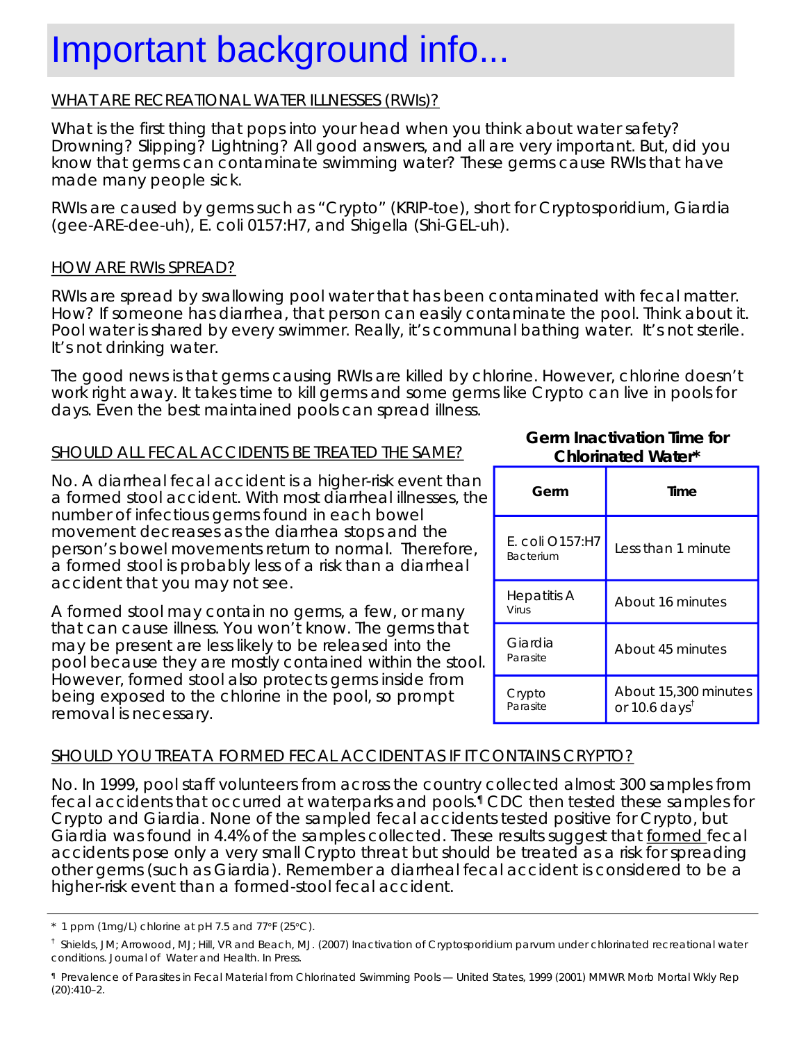# Important background info...

WHAT ARE RECREATIONAL WATER ILLNESSES (RWIs)?

What is the first thing that pops into your head when you think about water safety? Drowning? Slipping? Lightning? All good answers, and all are very important. But, did you know that germs can contaminate swimming water? These germs cause RWIs that have made many people sick.

RWIs are caused by germs such as “Crypto” (KRIP-toe), short for Cryptosporidium, Giardia (gee-ARE-dee-uh), E. coli 0157:H7, and Shigella (Shi-GEL-uh).

HOW ARE RWIs SPREAD?

RWIs are spread by swallowing pool water that has been contaminated with fecal matter. How? If someone has diarrhea, that person can easily contaminate the pool. Think about it. Pool water is shared by every swimmer. Really, it’s communal bathing water. It’s not sterile. It’s not drinking water.

The good news is that germs causing RWIs are killed by chlorine. However, chlorine doesn’t work right away. It takes time to kill germs and some germs like Crypto can live in pools for days. Even the best maintained pools can spread illness.

SHOULD ALL FECAL ACCIDENTS BE TREATED THE SAME?

No. A diarrheal fecal accident is a higher-risk event than a formed stool accident. With most diarrheal illnesses, the number of infectious germs found in each bowel movement decreases as the diarrhea stops and the person’s bowel movements return to normal. Therefore, a formed stool is probably less of a risk than a diarrheal accident that you may not see.

A formed stool may contain no germs, a few, or many that can cause illness. You won’t know. The germs that may be present are less likely to be released into the pool because they are mostly contained within the stool. However, formed stool also protects germs inside from being exposed to the chlorine in the pool, so prompt removal is necessary.

**Germ Inactivation Time for Chlorinated Water***

| Germ | Time |
|---|---|
| E. coli O157:H7 Bacterium | Less than 1 minute |
| Hepatitis A Virus | About 16 minutes |
| Giardia Parasite | About 45 minutes |
| Crypto Parasite | About 15,300 minutes or 10.6 days[†] |

SHOULD YOU TREAT A FORMED FECAL ACCIDENT AS IF IT CONTAINS CRYPTO?

No. In 1999, pool staff volunteers from across the country collected almost 300 samples from fecal accidents that occurred at waterparks and pools.[¶] CDC then tested these samples for Crypto and Giardia. None of the sampled fecal accidents tested positive for Crypto, but Giardia was found in 4.4% of the samples collected. These results suggest that formed fecal accidents pose only a very small Crypto threat but should be treated as a risk for spreading other germs (such as Giardia). Remember a diarrheal fecal accident is considered to be a higher-risk event than a formed-stool fecal accident.

---

\* 1 ppm (1mg/L) chlorine at pH 7.5 and 77°F (25°C).

† Shields, JM; Arrowood, MJ; Hill, VR and Beach, MJ. (2007) Inactivation of Cryptosporidium parvum under chlorinated recreational water conditions. Journal of Water and Health. In Press.

¶ Prevalence of Parasites in Fecal Material from Chlorinated Swimming Pools — United States, 1999 (2001) MMWR Morb Mortal Wkly Rep (20):410–2.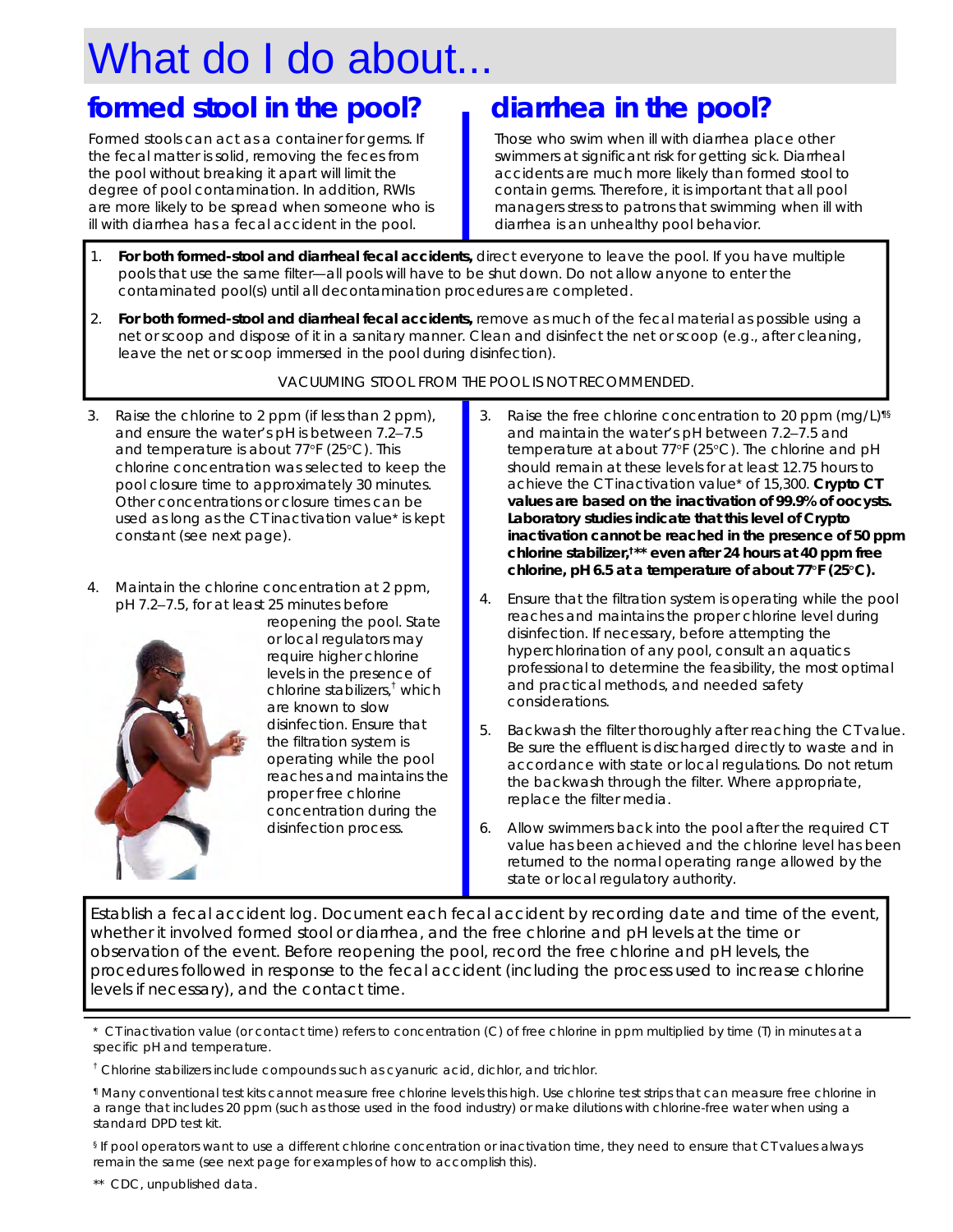# What do I do about...

## formed stool in the pool?

Formed stools can act as a container for germs. If the fecal matter is solid, removing the feces from the pool without breaking it apart will limit the degree of pool contamination. In addition, RWIs are more likely to be spread when someone who is ill with diarrhea has a fecal accident in the pool.

## diarrhea in the pool?

Those who swim when ill with diarrhea place other swimmers at significant risk for getting sick. Diarrheal accidents are much more likely than formed stool to contain germs. Therefore, it is important that all pool managers stress to patrons that swimming when ill with diarrhea is an unhealthy pool behavior.

1. **For both formed-stool and diarrheal fecal accidents,** direct everyone to leave the pool. If you have multiple pools that use the same filter—all pools will have to be shut down. Do not allow anyone to enter the contaminated pool(s) until all decontamination procedures are completed.
2. **For both formed-stool and diarrheal fecal accidents,** remove as much of the fecal material as possible using a net or scoop and dispose of it in a sanitary manner. Clean and disinfect the net or scoop (e.g., after cleaning, leave the net or scoop immersed in the pool during disinfection).

VACUUMING STOOL FROM THE POOL IS NOT RECOMMENDED.

### Formed stool

3. Raise the chlorine to 2 ppm (if less than 2 ppm), and ensure the water's pH is between 7.2–7.5 and temperature is about 77°F (25°C). This chlorine concentration was selected to keep the pool closure time to approximately 30 minutes. Other concentrations or closure times can be used as long as the CT inactivation value* is kept constant (see next page).
4. Maintain the chlorine concentration at 2 ppm, pH 7.2–7.5, for at least 25 minutes before reopening the pool. State or local regulators may require higher chlorine levels in the presence of chlorine stabilizers,† which are known to slow disinfection. Ensure that the filtration system is operating while the pool reaches and maintains the proper free chlorine concentration during the disinfection process.

### Diarrhea

3. Raise the free chlorine concentration to 20 ppm (mg/L)¶§ and maintain the water's pH between 7.2–7.5 and temperature at about 77°F (25°C). The chlorine and pH should remain at these levels for at least 12.75 hours to achieve the CT inactivation value* of 15,300. **Crypto CT values are based on the inactivation of 99.9% of oocysts. Laboratory studies indicate that this level of Crypto inactivation cannot be reached in the presence of 50 ppm chlorine stabilizer,†** even after 24 hours at 40 ppm free chlorine, pH 6.5 at a temperature of about 77°F (25°C).**
4. Ensure that the filtration system is operating while the pool reaches and maintains the proper chlorine level during disinfection. If necessary, before attempting the hyperchlorination of any pool, consult an aquatics professional to determine the feasibility, the most optimal and practical methods, and needed safety considerations.
5. Backwash the filter thoroughly after reaching the CT value. Be sure the effluent is discharged directly to waste and in accordance with state or local regulations. Do not return the backwash through the filter. Where appropriate, replace the filter media.
6. Allow swimmers back into the pool after the required CT value has been achieved and the chlorine level has been returned to the normal operating range allowed by the state or local regulatory authority.

Establish a fecal accident log. Document each fecal accident by recording date and time of the event, whether it involved formed stool or diarrhea, and the free chlorine and pH levels at the time or observation of the event. Before reopening the pool, record the free chlorine and pH levels, the procedures followed in response to the fecal accident (including the process used to increase chlorine levels if necessary), and the contact time.

\* CT inactivation value (or contact time) refers to concentration (C) of free chlorine in ppm multiplied by time (T) in minutes at a specific pH and temperature.

† Chlorine stabilizers include compounds such as cyanuric acid, dichlor, and trichlor.

¶ Many conventional test kits cannot measure free chlorine levels this high. Use chlorine test strips that can measure free chlorine in a range that includes 20 ppm (such as those used in the food industry) or make dilutions with chlorine-free water when using a standard DPD test kit.

§ If pool operators want to use a different chlorine concentration or inactivation time, they need to ensure that CT values always remain the same (see next page for examples of how to accomplish this).

\** CDC, unpublished data.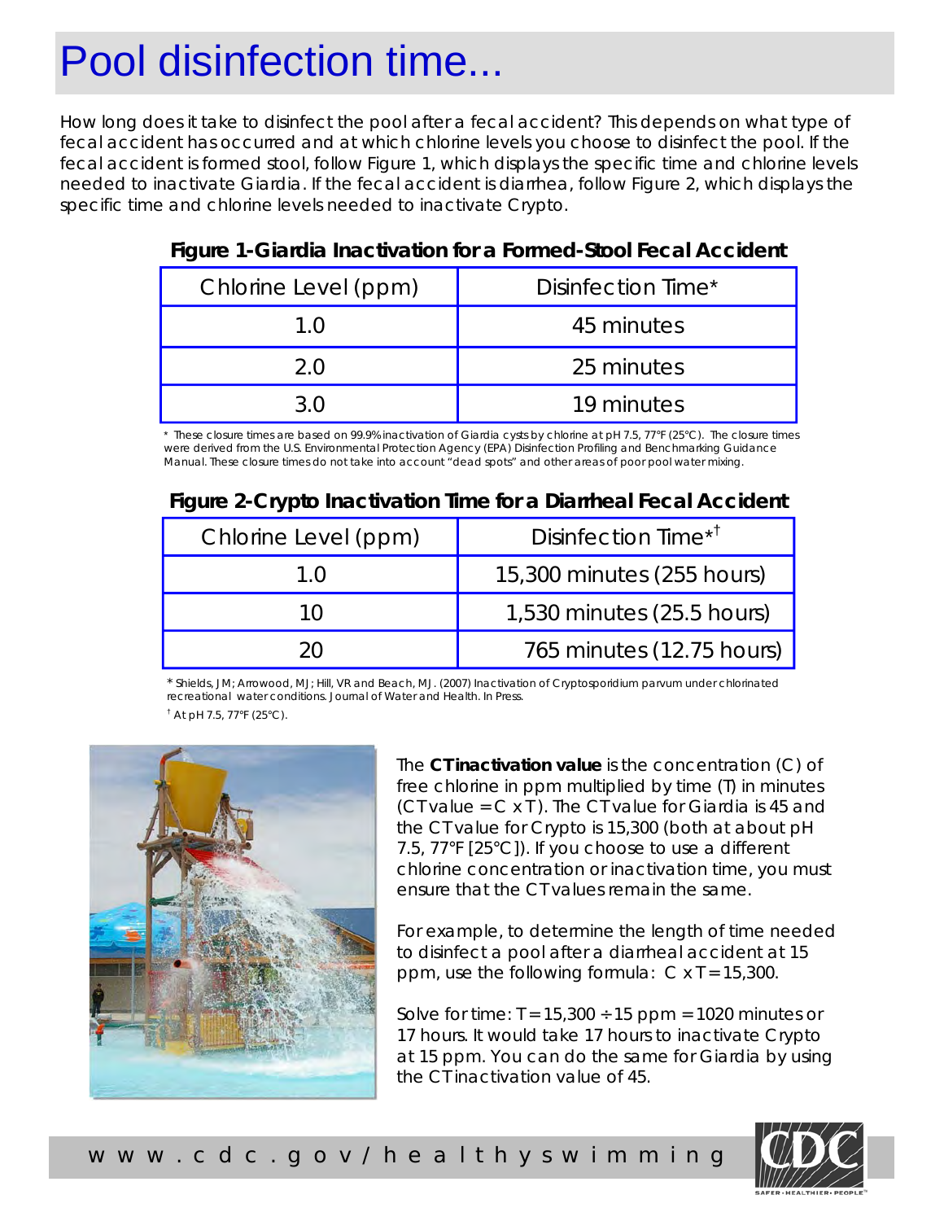# Pool disinfection time...

How long does it take to disinfect the pool after a fecal accident? This depends on what type of fecal accident has occurred and at which chlorine levels you choose to disinfect the pool. If the fecal accident is formed stool, follow Figure 1, which displays the specific time and chlorine levels needed to inactivate Giardia. If the fecal accident is diarrhea, follow Figure 2, which displays the specific time and chlorine levels needed to inactivate Crypto.

**Figure 1-Giardia Inactivation for a Formed-Stool Fecal Accident**

| Chlorine Level (ppm) | Disinfection Time* |
|---|---|
| 1.0 | 45 minutes |
| 2.0 | 25 minutes |
| 3.0 | 19 minutes |

\* These closure times are based on 99.9% inactivation of Giardia cysts by chlorine at pH 7.5, 77°F (25°C). The closure times were derived from the U.S. Environmental Protection Agency (EPA) Disinfection Profiling and Benchmarking Guidance Manual. These closure times do not take into account "dead spots" and other areas of poor pool water mixing.

**Figure 2-Crypto Inactivation Time for a Diarrheal Fecal Accident**

| Chlorine Level (ppm) | Disinfection Time*† |
|---|---|
| 1.0 | 15,300 minutes (255 hours) |
| 10 | 1,530 minutes (25.5 hours) |
| 20 | 765 minutes (12.75 hours) |

\* Shields, JM; Arrowood, MJ; Hill, VR and Beach, MJ. (2007) Inactivation of Cryptosporidium parvum under chlorinated recreational water conditions. Journal of Water and Health. In Press.

† At pH 7.5, 77°F (25°C).

The **CT inactivation value** is the concentration (C) of free chlorine in ppm multiplied by time (T) in minutes (CT value = C x T). The CT value for Giardia is 45 and the CT value for Crypto is 15,300 (both at about pH 7.5, 77°F [25°C]). If you choose to use a different chlorine concentration or inactivation time, you must ensure that the CT values remain the same.

For example, to determine the length of time needed to disinfect a pool after a diarrheal accident at 15 ppm, use the following formula: $C \times T = 15{,}300$.

Solve for time: $T = 15{,}300 \div 15$ ppm $= 1020$ minutes or 17 hours. It would take 17 hours to inactivate Crypto at 15 ppm. You can do the same for Giardia by using the CT inactivation value of 45.

www.cdc.gov/healthyswimming